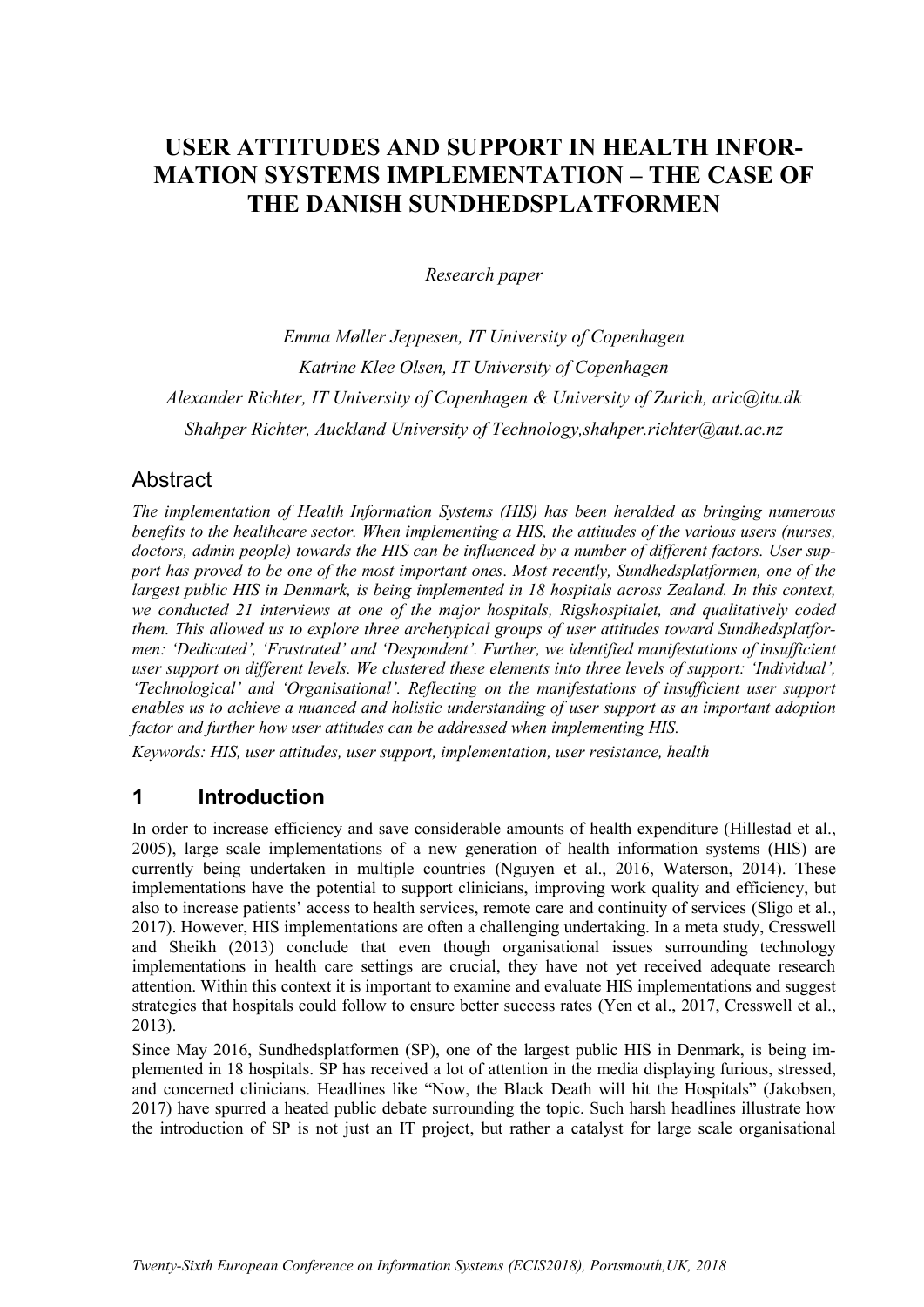# USER ATTITUDES AND SUPPORT IN HEALTH INFORMATION SYSTEMS IMPLEMENTATION – THE CASE OF THE DANISH SUNDHEDSPLATFORMEN

*Research paper*

*Emma Møller Jeppesen, IT University of Copenhagen*

*Katrine Klee Olsen, IT University of Copenhagen*

*Alexander Richter, IT University of Copenhagen & University of Zurich, aric@itu.dk*

*Shahper Richter, Auckland University of Technology,shahper.richter@aut.ac.nz*

## Abstract

*The implementation of Health Information Systems (HIS) has been heralded as bringing numerous benefits to the healthcare sector. When implementing a HIS, the attitudes of the various users (nurses, doctors, admin people) towards the HIS can be influenced by a number of different factors. User support has proved to be one of the most important ones. Most recently, Sundhedsplatformen, one of the largest public HIS in Denmark, is being implemented in 18 hospitals across Zealand. In this context, we conducted 21 interviews at one of the major hospitals, Rigshospitalet, and qualitatively coded them. This allowed us to explore three archetypical groups of user attitudes toward Sundhedsplatformen: 'Dedicated', 'Frustrated' and 'Despondent'. Further, we identified manifestations of insufficient user support on different levels. We clustered these elements into three levels of support: 'Individual', 'Technological' and 'Organisational'. Reflecting on the manifestations of insufficient user support enables us to achieve a nuanced and holistic understanding of user support as an important adoption factor and further how user attitudes can be addressed when implementing HIS.*

*Keywords: HIS, user attitudes, user support, implementation, user resistance, health*

## 1 Introduction

In order to increase efficiency and save considerable amounts of health expenditure (Hillestad et al., 2005), large scale implementations of a new generation of health information systems (HIS) are currently being undertaken in multiple countries (Nguyen et al., 2016, Waterson, 2014). These implementations have the potential to support clinicians, improving work quality and efficiency, but also to increase patients' access to health services, remote care and continuity of services (Sligo et al., 2017). However, HIS implementations are often a challenging undertaking. In a meta study, Cresswell and Sheikh (2013) conclude that even though organisational issues surrounding technology implementations in health care settings are crucial, they have not yet received adequate research attention. Within this context it is important to examine and evaluate HIS implementations and suggest strategies that hospitals could follow to ensure better success rates (Yen et al., 2017, Cresswell et al., 2013).

Since May 2016, Sundhedsplatformen (SP), one of the largest public HIS in Denmark, is being implemented in 18 hospitals. SP has received a lot of attention in the media displaying furious, stressed, and concerned clinicians. Headlines like "Now, the Black Death will hit the Hospitals" (Jakobsen, 2017) have spurred a heated public debate surrounding the topic. Such harsh headlines illustrate how the introduction of SP is not just an IT project, but rather a catalyst for large scale organisational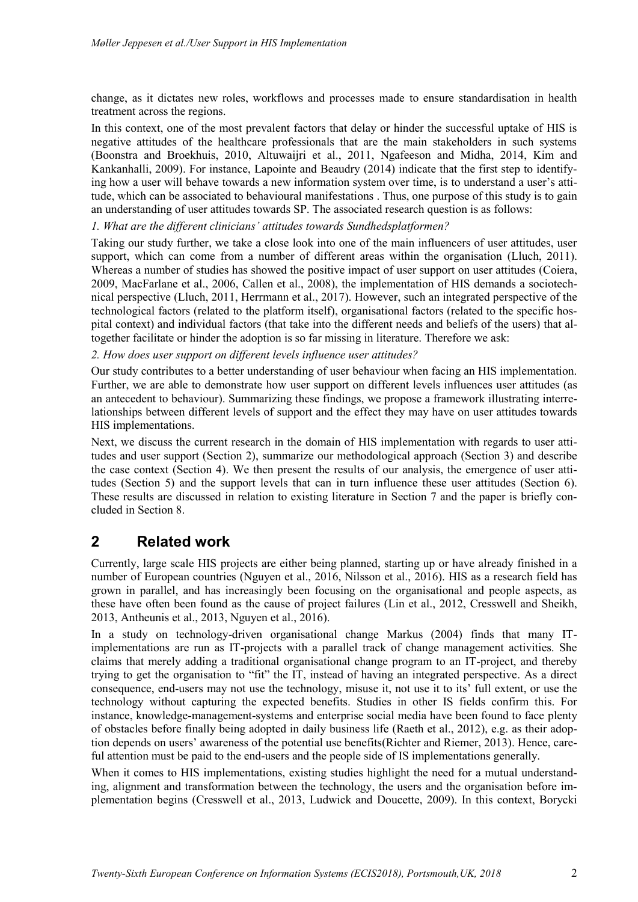change, as it dictates new roles, workflows and processes made to ensure standardisation in health treatment across the regions.

In this context, one of the most prevalent factors that delay or hinder the successful uptake of HIS is negative attitudes of the healthcare professionals that are the main stakeholders in such systems (Boonstra and Broekhuis, 2010, Altuwaijri et al., 2011, Ngafeeson and Midha, 2014, Kim and Kankanhalli, 2009). For instance, Lapointe and Beaudry (2014) indicate that the first step to identifying how a user will behave towards a new information system over time, is to understand a user's attitude, which can be associated to behavioural manifestations . Thus, one purpose of this study is to gain an understanding of user attitudes towards SP. The associated research question is as follows:

*1. What are the different clinicians' attitudes towards Sundhedsplatformen?*

Taking our study further, we take a close look into one of the main influencers of user attitudes, user support, which can come from a number of different areas within the organisation (Lluch, 2011). Whereas a number of studies has showed the positive impact of user support on user attitudes (Coiera, 2009, MacFarlane et al., 2006, Callen et al., 2008), the implementation of HIS demands a sociotechnical perspective (Lluch, 2011, Herrmann et al., 2017). However, such an integrated perspective of the technological factors (related to the platform itself), organisational factors (related to the specific hospital context) and individual factors (that take into the different needs and beliefs of the users) that altogether facilitate or hinder the adoption is so far missing in literature. Therefore we ask:

*2. How does user support on different levels influence user attitudes?*

Our study contributes to a better understanding of user behaviour when facing an HIS implementation. Further, we are able to demonstrate how user support on different levels influences user attitudes (as an antecedent to behaviour). Summarizing these findings, we propose a framework illustrating interrelationships between different levels of support and the effect they may have on user attitudes towards HIS implementations.

Next, we discuss the current research in the domain of HIS implementation with regards to user attitudes and user support (Section 2), summarize our methodological approach (Section 3) and describe the case context (Section 4). We then present the results of our analysis, the emergence of user attitudes (Section 5) and the support levels that can in turn influence these user attitudes (Section 6). These results are discussed in relation to existing literature in Section 7 and the paper is briefly concluded in Section 8.

## 2 Related work

Currently, large scale HIS projects are either being planned, starting up or have already finished in a number of European countries (Nguyen et al., 2016, Nilsson et al., 2016). HIS as a research field has grown in parallel, and has increasingly been focusing on the organisational and people aspects, as these have often been found as the cause of project failures (Lin et al., 2012, Cresswell and Sheikh, 2013, Antheunis et al., 2013, Nguyen et al., 2016).

In a study on technology-driven organisational change Markus (2004) finds that many IT-implementations are run as IT-projects with a parallel track of change management activities. She claims that merely adding a traditional organisational change program to an IT-project, and thereby trying to get the organisation to "fit" the IT, instead of having an integrated perspective. As a direct consequence, end-users may not use the technology, misuse it, not use it to its' full extent, or use the technology without capturing the expected benefits. Studies in other IS fields confirm this. For instance, knowledge-management-systems and enterprise social media have been found to face plenty of obstacles before finally being adopted in daily business life (Raeth et al., 2012), e.g. as their adoption depends on users' awareness of the potential use benefits(Richter and Riemer, 2013). Hence, careful attention must be paid to the end-users and the people side of IS implementations generally.

When it comes to HIS implementations, existing studies highlight the need for a mutual understanding, alignment and transformation between the technology, the users and the organisation before implementation begins (Cresswell et al., 2013, Ludwick and Doucette, 2009). In this context, Borycki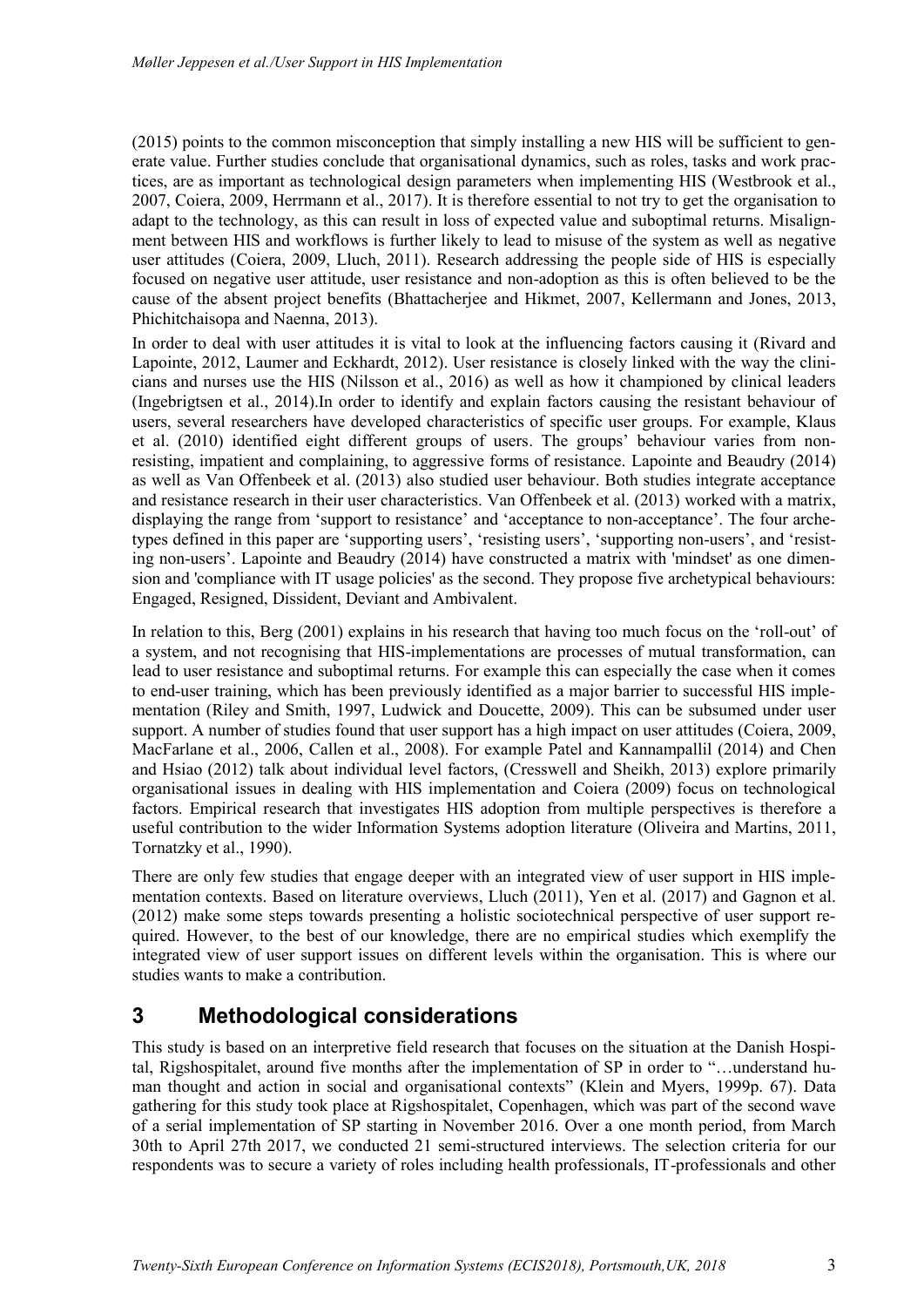(2015) points to the common misconception that simply installing a new HIS will be sufficient to generate value. Further studies conclude that organisational dynamics, such as roles, tasks and work practices, are as important as technological design parameters when implementing HIS (Westbrook et al., 2007, Coiera, 2009, Herrmann et al., 2017). It is therefore essential to not try to get the organisation to adapt to the technology, as this can result in loss of expected value and suboptimal returns. Misalignment between HIS and workflows is further likely to lead to misuse of the system as well as negative user attitudes (Coiera, 2009, Lluch, 2011). Research addressing the people side of HIS is especially focused on negative user attitude, user resistance and non-adoption as this is often believed to be the cause of the absent project benefits (Bhattacherjee and Hikmet, 2007, Kellermann and Jones, 2013, Phichitchaisopa and Naenna, 2013).

In order to deal with user attitudes it is vital to look at the influencing factors causing it (Rivard and Lapointe, 2012, Laumer and Eckhardt, 2012). User resistance is closely linked with the way the clinicians and nurses use the HIS (Nilsson et al., 2016) as well as how it championed by clinical leaders (Ingebrigtsen et al., 2014).In order to identify and explain factors causing the resistant behaviour of users, several researchers have developed characteristics of specific user groups. For example, Klaus et al. (2010) identified eight different groups of users. The groups' behaviour varies from non-resisting, impatient and complaining, to aggressive forms of resistance. Lapointe and Beaudry (2014) as well as Van Offenbeek et al. (2013) also studied user behaviour. Both studies integrate acceptance and resistance research in their user characteristics. Van Offenbeek et al. (2013) worked with a matrix, displaying the range from 'support to resistance' and 'acceptance to non-acceptance'. The four archetypes defined in this paper are 'supporting users', 'resisting users', 'supporting non-users', and 'resisting non-users'. Lapointe and Beaudry (2014) have constructed a matrix with 'mindset' as one dimension and 'compliance with IT usage policies' as the second. They propose five archetypical behaviours: Engaged, Resigned, Dissident, Deviant and Ambivalent.

In relation to this, Berg (2001) explains in his research that having too much focus on the 'roll-out' of a system, and not recognising that HIS-implementations are processes of mutual transformation, can lead to user resistance and suboptimal returns. For example this can especially the case when it comes to end-user training, which has been previously identified as a major barrier to successful HIS implementation (Riley and Smith, 1997, Ludwick and Doucette, 2009). This can be subsumed under user support. A number of studies found that user support has a high impact on user attitudes (Coiera, 2009, MacFarlane et al., 2006, Callen et al., 2008). For example Patel and Kannampallil (2014) and Chen and Hsiao (2012) talk about individual level factors, (Cresswell and Sheikh, 2013) explore primarily organisational issues in dealing with HIS implementation and Coiera (2009) focus on technological factors. Empirical research that investigates HIS adoption from multiple perspectives is therefore a useful contribution to the wider Information Systems adoption literature (Oliveira and Martins, 2011, Tornatzky et al., 1990).

There are only few studies that engage deeper with an integrated view of user support in HIS implementation contexts. Based on literature overviews, Lluch (2011), Yen et al. (2017) and Gagnon et al. (2012) make some steps towards presenting a holistic sociotechnical perspective of user support required. However, to the best of our knowledge, there are no empirical studies which exemplify the integrated view of user support issues on different levels within the organisation. This is where our studies wants to make a contribution.

# 3 Methodological considerations

This study is based on an interpretive field research that focuses on the situation at the Danish Hospital, Rigshospitalet, around five months after the implementation of SP in order to "…understand human thought and action in social and organisational contexts" (Klein and Myers, 1999p. 67). Data gathering for this study took place at Rigshospitalet, Copenhagen, which was part of the second wave of a serial implementation of SP starting in November 2016. Over a one month period, from March 30th to April 27th 2017, we conducted 21 semi-structured interviews. The selection criteria for our respondents was to secure a variety of roles including health professionals, IT-professionals and other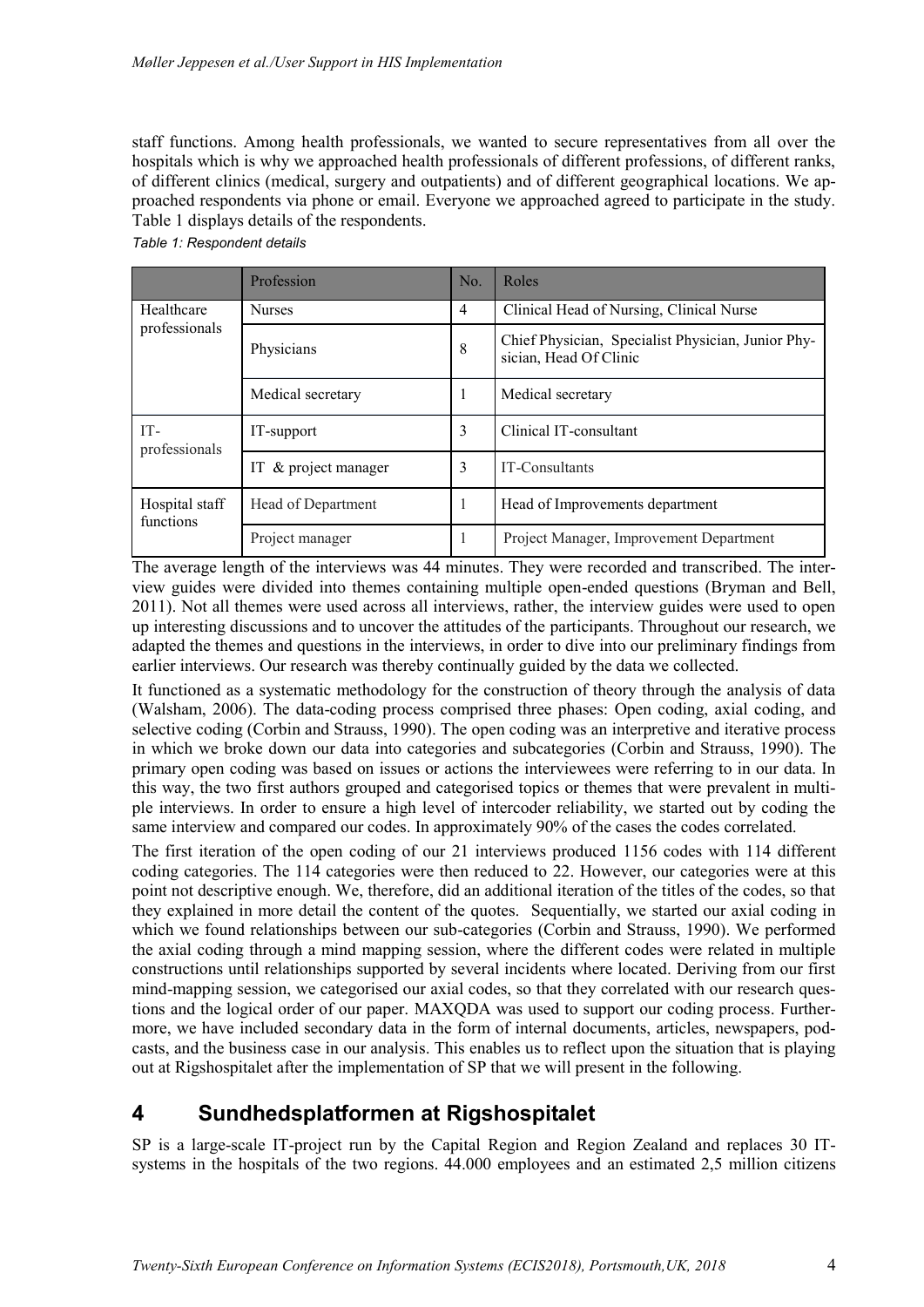staff functions. Among health professionals, we wanted to secure representatives from all over the hospitals which is why we approached health professionals of different professions, of different ranks, of different clinics (medical, surgery and outpatients) and of different geographical locations. We approached respondents via phone or email. Everyone we approached agreed to participate in the study. Table 1 displays details of the respondents.

*Table 1: Respondent details*

| | Profession | No. | Roles |
|---|---|---|---|
| Healthcare professionals | Nurses | 4 | Clinical Head of Nursing, Clinical Nurse |
| | Physicians | 8 | Chief Physician, Specialist Physician, Junior Physician, Head Of Clinic |
| | Medical secretary | 1 | Medical secretary |
| IT-professionals | IT-support | 3 | Clinical IT-consultant |
| | IT & project manager | 3 | IT-Consultants |
| Hospital staff functions | Head of Department | 1 | Head of Improvements department |
| | Project manager | 1 | Project Manager, Improvement Department |

The average length of the interviews was 44 minutes. They were recorded and transcribed. The interview guides were divided into themes containing multiple open-ended questions (Bryman and Bell, 2011). Not all themes were used across all interviews, rather, the interview guides were used to open up interesting discussions and to uncover the attitudes of the participants. Throughout our research, we adapted the themes and questions in the interviews, in order to dive into our preliminary findings from earlier interviews. Our research was thereby continually guided by the data we collected.

It functioned as a systematic methodology for the construction of theory through the analysis of data (Walsham, 2006). The data-coding process comprised three phases: Open coding, axial coding, and selective coding (Corbin and Strauss, 1990). The open coding was an interpretive and iterative process in which we broke down our data into categories and subcategories (Corbin and Strauss, 1990). The primary open coding was based on issues or actions the interviewees were referring to in our data. In this way, the two first authors grouped and categorised topics or themes that were prevalent in multiple interviews. In order to ensure a high level of intercoder reliability, we started out by coding the same interview and compared our codes. In approximately 90% of the cases the codes correlated.

The first iteration of the open coding of our 21 interviews produced 1156 codes with 114 different coding categories. The 114 categories were then reduced to 22. However, our categories were at this point not descriptive enough. We, therefore, did an additional iteration of the titles of the codes, so that they explained in more detail the content of the quotes. Sequentially, we started our axial coding in which we found relationships between our sub-categories (Corbin and Strauss, 1990). We performed the axial coding through a mind mapping session, where the different codes were related in multiple constructions until relationships supported by several incidents where located. Deriving from our first mind-mapping session, we categorised our axial codes, so that they correlated with our research questions and the logical order of our paper. MAXQDA was used to support our coding process. Furthermore, we have included secondary data in the form of internal documents, articles, newspapers, podcasts, and the business case in our analysis. This enables us to reflect upon the situation that is playing out at Rigshospitalet after the implementation of SP that we will present in the following.

# 4 Sundhedsplatformen at Rigshospitalet

SP is a large-scale IT-project run by the Capital Region and Region Zealand and replaces 30 IT-systems in the hospitals of the two regions. 44.000 employees and an estimated 2,5 million citizens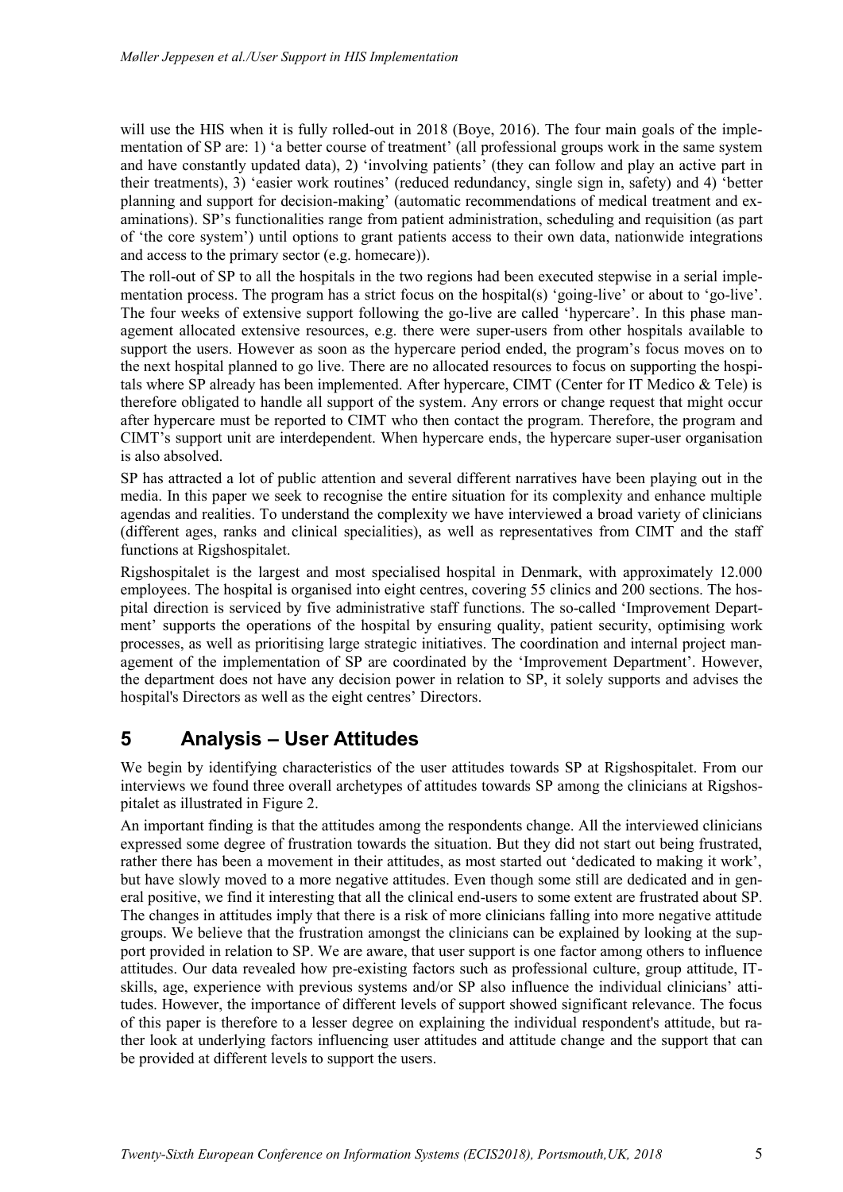will use the HIS when it is fully rolled-out in 2018 (Boye, 2016). The four main goals of the implementation of SP are: 1) 'a better course of treatment' (all professional groups work in the same system and have constantly updated data), 2) 'involving patients' (they can follow and play an active part in their treatments), 3) 'easier work routines' (reduced redundancy, single sign in, safety) and 4) 'better planning and support for decision-making' (automatic recommendations of medical treatment and examinations). SP's functionalities range from patient administration, scheduling and requisition (as part of 'the core system') until options to grant patients access to their own data, nationwide integrations and access to the primary sector (e.g. homecare)).

The roll-out of SP to all the hospitals in the two regions had been executed stepwise in a serial implementation process. The program has a strict focus on the hospital(s) 'going-live' or about to 'go-live'. The four weeks of extensive support following the go-live are called 'hypercare'. In this phase management allocated extensive resources, e.g. there were super-users from other hospitals available to support the users. However as soon as the hypercare period ended, the program's focus moves on to the next hospital planned to go live. There are no allocated resources to focus on supporting the hospitals where SP already has been implemented. After hypercare, CIMT (Center for IT Medico & Tele) is therefore obligated to handle all support of the system. Any errors or change request that might occur after hypercare must be reported to CIMT who then contact the program. Therefore, the program and CIMT's support unit are interdependent. When hypercare ends, the hypercare super-user organisation is also absolved.

SP has attracted a lot of public attention and several different narratives have been playing out in the media. In this paper we seek to recognise the entire situation for its complexity and enhance multiple agendas and realities. To understand the complexity we have interviewed a broad variety of clinicians (different ages, ranks and clinical specialities), as well as representatives from CIMT and the staff functions at Rigshospitalet.

Rigshospitalet is the largest and most specialised hospital in Denmark, with approximately 12.000 employees. The hospital is organised into eight centres, covering 55 clinics and 200 sections. The hospital direction is serviced by five administrative staff functions. The so-called 'Improvement Department' supports the operations of the hospital by ensuring quality, patient security, optimising work processes, as well as prioritising large strategic initiatives. The coordination and internal project management of the implementation of SP are coordinated by the 'Improvement Department'. However, the department does not have any decision power in relation to SP, it solely supports and advises the hospital's Directors as well as the eight centres' Directors.

# 5 Analysis – User Attitudes

We begin by identifying characteristics of the user attitudes towards SP at Rigshospitalet. From our interviews we found three overall archetypes of attitudes towards SP among the clinicians at Rigshospitalet as illustrated in Figure 2.

An important finding is that the attitudes among the respondents change. All the interviewed clinicians expressed some degree of frustration towards the situation. But they did not start out being frustrated, rather there has been a movement in their attitudes, as most started out 'dedicated to making it work', but have slowly moved to a more negative attitudes. Even though some still are dedicated and in general positive, we find it interesting that all the clinical end-users to some extent are frustrated about SP. The changes in attitudes imply that there is a risk of more clinicians falling into more negative attitude groups. We believe that the frustration amongst the clinicians can be explained by looking at the support provided in relation to SP. We are aware, that user support is one factor among others to influence attitudes. Our data revealed how pre-existing factors such as professional culture, group attitude, IT-skills, age, experience with previous systems and/or SP also influence the individual clinicians' attitudes. However, the importance of different levels of support showed significant relevance. The focus of this paper is therefore to a lesser degree on explaining the individual respondent's attitude, but rather look at underlying factors influencing user attitudes and attitude change and the support that can be provided at different levels to support the users.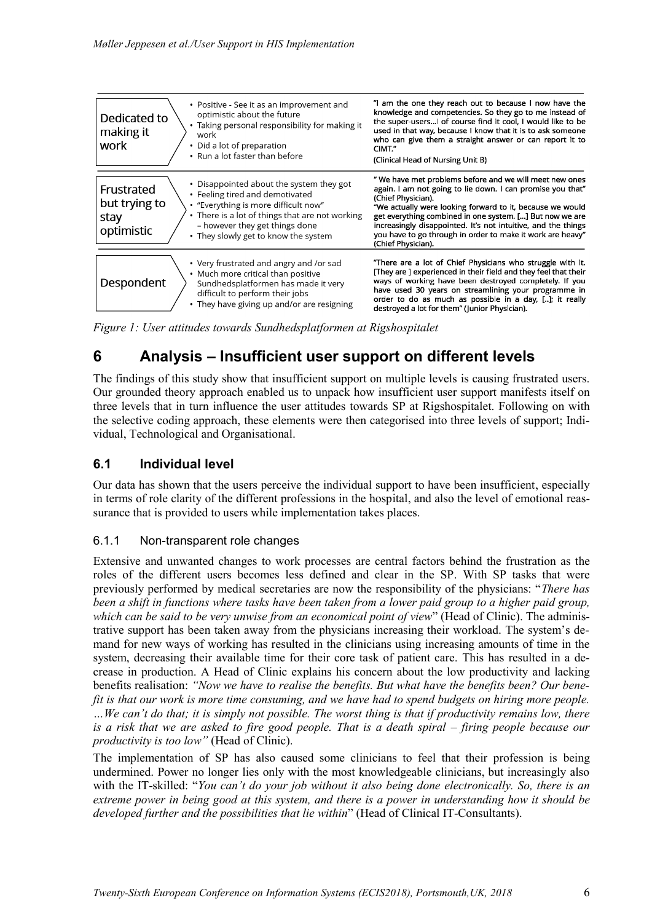| | | |
|---|---|---|
| Dedicated to making it work | • Positive - See it as an improvement and optimistic about the future<br>• Taking personal responsibility for making it work<br>• Did a lot of preparation<br>• Run a lot faster than before | "I am the one they reach out to because I now have the knowledge and competencies. So they go to me instead of the super-users…I of course find it cool, I would like to be used in that way, because I know that it is to ask someone who can give them a straight answer or can report it to CIMT."<br>(Clinical Head of Nursing Unit B) |
| Frustrated but trying to stay optimistic | • Disappointed about the system they got<br>• Feeling tired and demotivated<br>• "Everything is more difficult now"<br>• There is a lot of things that are not working – however they get things done<br>• They slowly get to know the system | " We have met problems before and we will meet new ones again. I am not going to lie down. I can promise you that" (Chief Physician).<br>"We actually were looking forward to it, because we would get everything combined in one system. […] But now we are increasingly disappointed. It's not intuitive, and the things you have to go through in order to make it work are heavy" (Chief Physician). |
| Despondent | • Very frustrated and angry and /or sad<br>• Much more critical than positive Sundhedsplatformen has made it very difficult to perform their jobs<br>• They have giving up and/or are resigning | "There are a lot of Chief Physicians who struggle with it. [They are ] experienced in their field and they feel that their ways of working have been destroyed completely. If you have used 30 years on streamlining your programme in order to do as much as possible in a day, [..]; it really destroyed a lot for them" (Junior Physician). |

*Figure 1: User attitudes towards Sundhedsplatformen at Rigshospitalet*

# 6 Analysis – Insufficient user support on different levels

The findings of this study show that insufficient support on multiple levels is causing frustrated users. Our grounded theory approach enabled us to unpack how insufficient user support manifests itself on three levels that in turn influence the user attitudes towards SP at Rigshospitalet. Following on with the selective coding approach, these elements were then categorised into three levels of support; Individual, Technological and Organisational.

## 6.1 Individual level

Our data has shown that the users perceive the individual support to have been insufficient, especially in terms of role clarity of the different professions in the hospital, and also the level of emotional reassurance that is provided to users while implementation takes places.

### 6.1.1 Non-transparent role changes

Extensive and unwanted changes to work processes are central factors behind the frustration as the roles of the different users becomes less defined and clear in the SP. With SP tasks that were previously performed by medical secretaries are now the responsibility of the physicians: "*There has been a shift in functions where tasks have been taken from a lower paid group to a higher paid group, which can be said to be very unwise from an economical point of view*" (Head of Clinic). The administrative support has been taken away from the physicians increasing their workload. The system's demand for new ways of working has resulted in the clinicians using increasing amounts of time in the system, decreasing their available time for their core task of patient care. This has resulted in a decrease in production. A Head of Clinic explains his concern about the low productivity and lacking benefits realisation: *"Now we have to realise the benefits. But what have the benefits been? Our benefit is that our work is more time consuming, and we have had to spend budgets on hiring more people. …We can't do that; it is simply not possible. The worst thing is that if productivity remains low, there is a risk that we are asked to fire good people. That is a death spiral – firing people because our productivity is too low"* (Head of Clinic).

The implementation of SP has also caused some clinicians to feel that their profession is being undermined. Power no longer lies only with the most knowledgeable clinicians, but increasingly also with the IT-skilled: "*You can't do your job without it also being done electronically. So, there is an extreme power in being good at this system, and there is a power in understanding how it should be developed further and the possibilities that lie within*" (Head of Clinical IT-Consultants).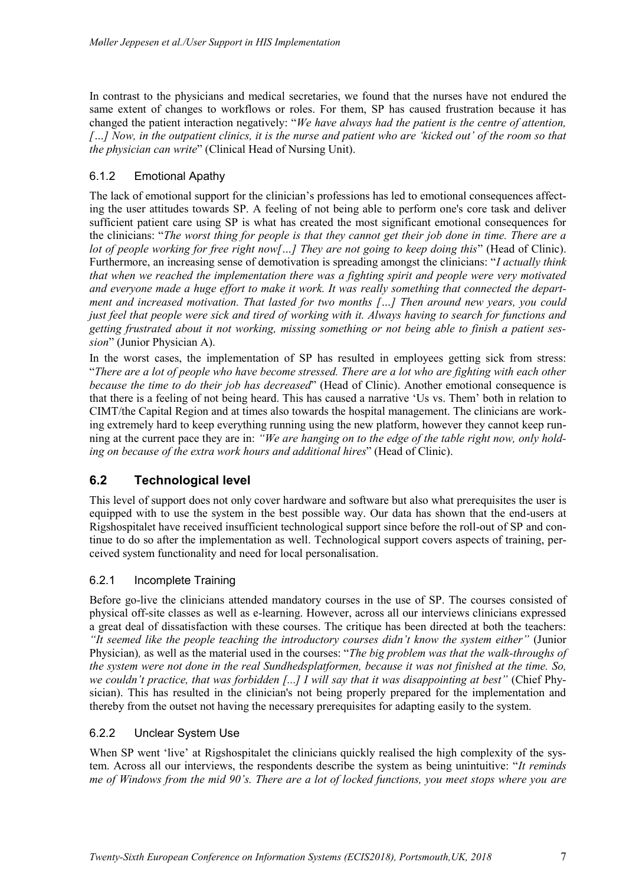In contrast to the physicians and medical secretaries, we found that the nurses have not endured the same extent of changes to workflows or roles. For them, SP has caused frustration because it has changed the patient interaction negatively: "*We have always had the patient is the centre of attention, […] Now, in the outpatient clinics, it is the nurse and patient who are 'kicked out' of the room so that the physician can write*" (Clinical Head of Nursing Unit).

### 6.1.2 Emotional Apathy

The lack of emotional support for the clinician's professions has led to emotional consequences affecting the user attitudes towards SP. A feeling of not being able to perform one's core task and deliver sufficient patient care using SP is what has created the most significant emotional consequences for the clinicians: "*The worst thing for people is that they cannot get their job done in time. There are a lot of people working for free right now[…] They are not going to keep doing this*" (Head of Clinic). Furthermore, an increasing sense of demotivation is spreading amongst the clinicians: "*I actually think that when we reached the implementation there was a fighting spirit and people were very motivated and everyone made a huge effort to make it work. It was really something that connected the department and increased motivation. That lasted for two months […] Then around new years, you could just feel that people were sick and tired of working with it. Always having to search for functions and getting frustrated about it not working, missing something or not being able to finish a patient session*" (Junior Physician A).

In the worst cases, the implementation of SP has resulted in employees getting sick from stress: "*There are a lot of people who have become stressed. There are a lot who are fighting with each other because the time to do their job has decreased*" (Head of Clinic). Another emotional consequence is that there is a feeling of not being heard. This has caused a narrative 'Us vs. Them' both in relation to CIMT/the Capital Region and at times also towards the hospital management. The clinicians are working extremely hard to keep everything running using the new platform, however they cannot keep running at the current pace they are in: *"We are hanging on to the edge of the table right now, only holding on because of the extra work hours and additional hires*" (Head of Clinic).

## 6.2 Technological level

This level of support does not only cover hardware and software but also what prerequisites the user is equipped with to use the system in the best possible way. Our data has shown that the end-users at Rigshospitalet have received insufficient technological support since before the roll-out of SP and continue to do so after the implementation as well. Technological support covers aspects of training, perceived system functionality and need for local personalisation.

### 6.2.1 Incomplete Training

Before go-live the clinicians attended mandatory courses in the use of SP. The courses consisted of physical off-site classes as well as e-learning. However, across all our interviews clinicians expressed a great deal of dissatisfaction with these courses. The critique has been directed at both the teachers: *"It seemed like the people teaching the introductory courses didn't know the system either"* (Junior Physician), as well as the material used in the courses: "*The big problem was that the walk-throughs of the system were not done in the real Sundhedsplatformen, because it was not finished at the time. So, we couldn't practice, that was forbidden [...] I will say that it was disappointing at best"* (Chief Physician). This has resulted in the clinician's not being properly prepared for the implementation and thereby from the outset not having the necessary prerequisites for adapting easily to the system.

### 6.2.2 Unclear System Use

When SP went 'live' at Rigshospitalet the clinicians quickly realised the high complexity of the system. Across all our interviews, the respondents describe the system as being unintuitive: "*It reminds me of Windows from the mid 90's. There are a lot of locked functions, you meet stops where you are*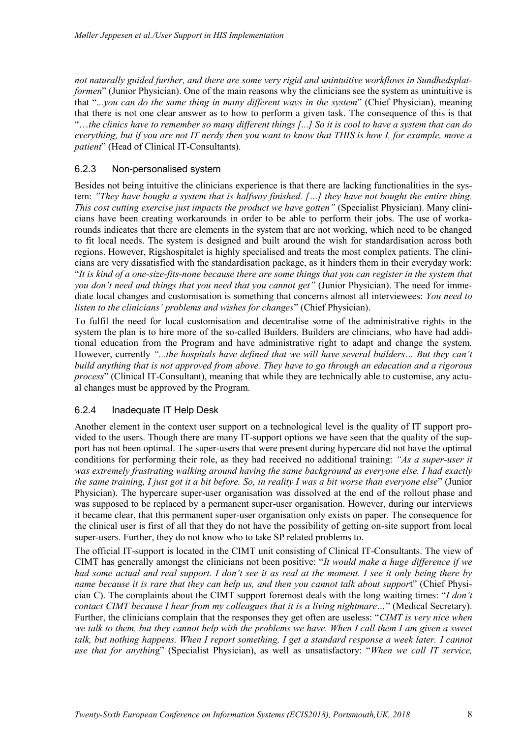*not naturally guided further, and there are some very rigid and unintuitive workflows in Sundhedsplatformen*" (Junior Physician). One of the main reasons why the clinicians see the system as unintuitive is that "*...you can do the same thing in many different ways in the system*" (Chief Physician), meaning that there is not one clear answer as to how to perform a given task. The consequence of this is that "*…the clinics have to remember so many different things [...] So it is cool to have a system that can do everything, but if you are not IT nerdy then you want to know that THIS is how I, for example, move a patient*" (Head of Clinical IT-Consultants).

### 6.2.3 Non-personalised system

Besides not being intuitive the clinicians experience is that there are lacking functionalities in the system: *"They have bought a system that is halfway finished. […] they have not bought the entire thing. This cost cutting exercise just impacts the product we have gotten"* (Specialist Physician). Many clinicians have been creating workarounds in order to be able to perform their jobs. The use of workarounds indicates that there are elements in the system that are not working, which need to be changed to fit local needs. The system is designed and built around the wish for standardisation across both regions. However, Rigshospitalet is highly specialised and treats the most complex patients. The clinicians are very dissatisfied with the standardisation package, as it hinders them in their everyday work: "*It is kind of a one-size-fits-none because there are some things that you can register in the system that you don't need and things that you need that you cannot get"* (Junior Physician). The need for immediate local changes and customisation is something that concerns almost all interviewees: *You need to listen to the clinicians' problems and wishes for changes*" (Chief Physician).

To fulfil the need for local customisation and decentralise some of the administrative rights in the system the plan is to hire more of the so-called Builders. Builders are clinicians, who have had additional education from the Program and have administrative right to adapt and change the system. However, currently *"...the hospitals have defined that we will have several builders… But they can't build anything that is not approved from above. They have to go through an education and a rigorous process*" (Clinical IT-Consultant), meaning that while they are technically able to customise, any actual changes must be approved by the Program.

### 6.2.4 Inadequate IT Help Desk

Another element in the context user support on a technological level is the quality of IT support provided to the users. Though there are many IT-support options we have seen that the quality of the support has not been optimal. The super-users that were present during hypercare did not have the optimal conditions for performing their role, as they had received no additional training: *"As a super-user it was extremely frustrating walking around having the same background as everyone else. I had exactly the same training, I just got it a bit before. So, in reality I was a bit worse than everyone else*" (Junior Physician). The hypercare super-user organisation was dissolved at the end of the rollout phase and was supposed to be replaced by a permanent super-user organisation. However, during our interviews it became clear, that this permanent super-user organisation only exists on paper. The consequence for the clinical user is first of all that they do not have the possibility of getting on-site support from local super-users. Further, they do not know who to take SP related problems to.

The official IT-support is located in the CIMT unit consisting of Clinical IT-Consultants. The view of CIMT has generally amongst the clinicians not been positive: "*It would make a huge difference if we had some actual and real support. I don't see it as real at the moment. I see it only being there by name because it is rare that they can help us, and then you cannot talk about suppor*t" (Chief Physician C). The complaints about the CIMT support foremost deals with the long waiting times: "*I don't contact CIMT because I hear from my colleagues that it is a living nightmare…*" (Medical Secretary). Further, the clinicians complain that the responses they get often are useless: "*CIMT is very nice when we talk to them, but they cannot help with the problems we have. When I call them I am given a sweet talk, but nothing happens. When I report something, I get a standard response a week later. I cannot use that for anythin*g" (Specialist Physician), as well as unsatisfactory: "*When we call IT service,*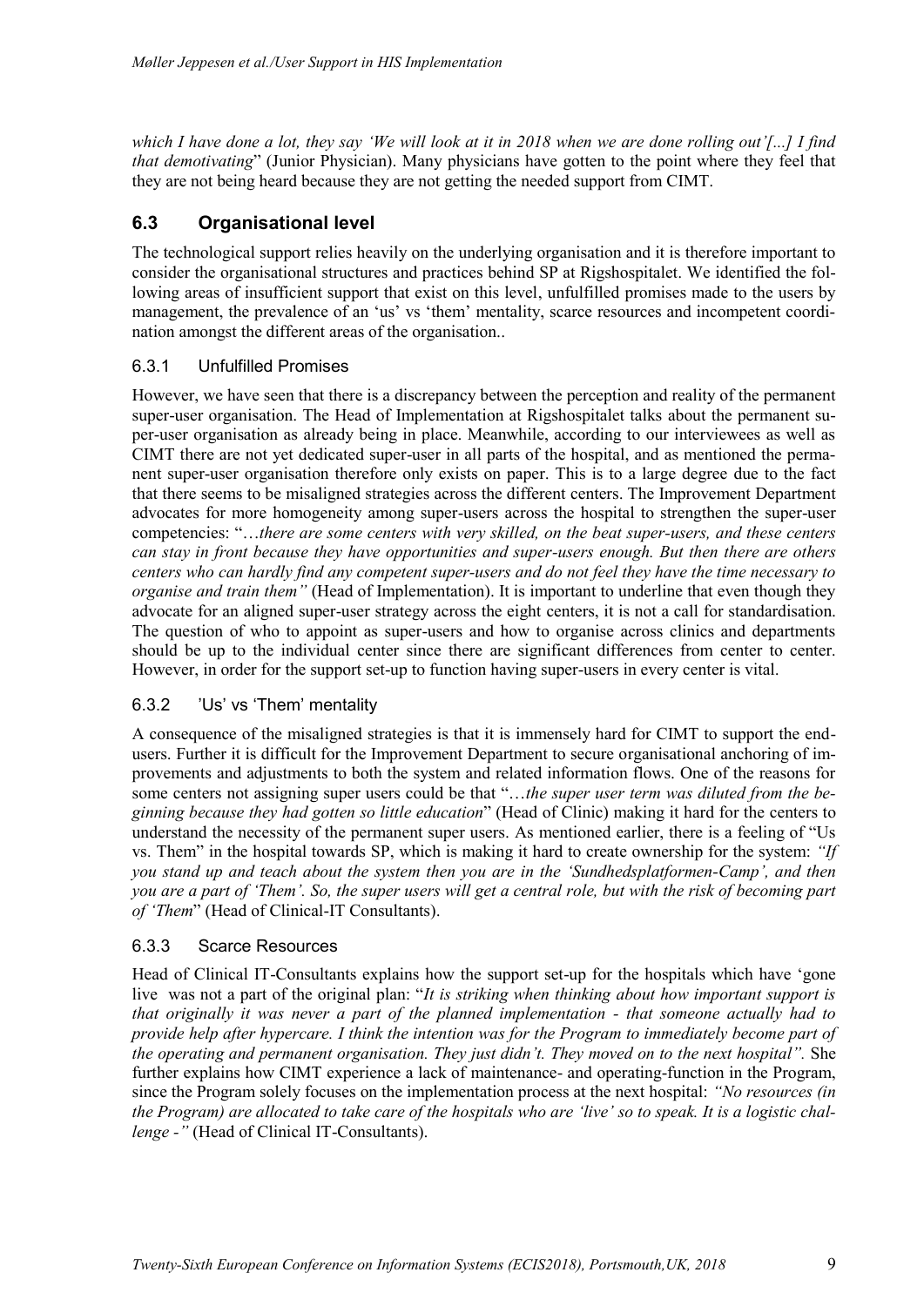*which I have done a lot, they say 'We will look at it in 2018 when we are done rolling out'[...] I find that demotivating*" (Junior Physician). Many physicians have gotten to the point where they feel that they are not being heard because they are not getting the needed support from CIMT.

## 6.3 Organisational level

The technological support relies heavily on the underlying organisation and it is therefore important to consider the organisational structures and practices behind SP at Rigshospitalet. We identified the following areas of insufficient support that exist on this level, unfulfilled promises made to the users by management, the prevalence of an 'us' vs 'them' mentality, scarce resources and incompetent coordination amongst the different areas of the organisation..

### 6.3.1 Unfulfilled Promises

However, we have seen that there is a discrepancy between the perception and reality of the permanent super-user organisation. The Head of Implementation at Rigshospitalet talks about the permanent super-user organisation as already being in place. Meanwhile, according to our interviewees as well as CIMT there are not yet dedicated super-user in all parts of the hospital, and as mentioned the permanent super-user organisation therefore only exists on paper. This is to a large degree due to the fact that there seems to be misaligned strategies across the different centers. The Improvement Department advocates for more homogeneity among super-users across the hospital to strengthen the super-user competencies: "*…there are some centers with very skilled, on the beat super-users, and these centers can stay in front because they have opportunities and super-users enough. But then there are others centers who can hardly find any competent super-users and do not feel they have the time necessary to organise and train them"* (Head of Implementation). It is important to underline that even though they advocate for an aligned super-user strategy across the eight centers, it is not a call for standardisation. The question of who to appoint as super-users and how to organise across clinics and departments should be up to the individual center since there are significant differences from center to center. However, in order for the support set-up to function having super-users in every center is vital.

### 6.3.2 'Us' vs 'Them' mentality

A consequence of the misaligned strategies is that it is immensely hard for CIMT to support the end-users. Further it is difficult for the Improvement Department to secure organisational anchoring of improvements and adjustments to both the system and related information flows. One of the reasons for some centers not assigning super users could be that "*…the super user term was diluted from the beginning because they had gotten so little education*" (Head of Clinic) making it hard for the centers to understand the necessity of the permanent super users. As mentioned earlier, there is a feeling of "Us vs. Them" in the hospital towards SP, which is making it hard to create ownership for the system: *"If you stand up and teach about the system then you are in the 'Sundhedsplatformen-Camp', and then you are a part of 'Them'. So, the super users will get a central role, but with the risk of becoming part of 'Them*" (Head of Clinical-IT Consultants).

### 6.3.3 Scarce Resources

Head of Clinical IT-Consultants explains how the support set-up for the hospitals which have 'gone live was not a part of the original plan: "*It is striking when thinking about how important support is that originally it was never a part of the planned implementation - that someone actually had to provide help after hypercare. I think the intention was for the Program to immediately become part of the operating and permanent organisation. They just didn't. They moved on to the next hospital".* She further explains how CIMT experience a lack of maintenance- and operating-function in the Program, since the Program solely focuses on the implementation process at the next hospital: *"No resources (in the Program) are allocated to take care of the hospitals who are 'live' so to speak. It is a logistic challenge -"* (Head of Clinical IT-Consultants).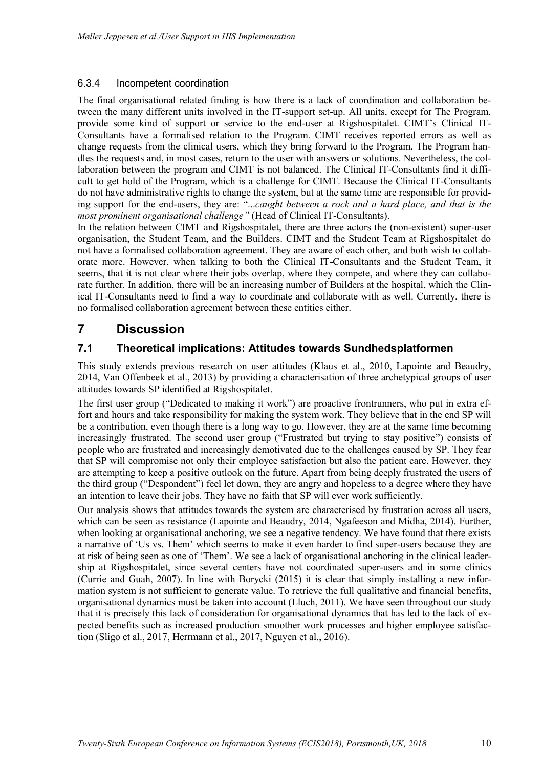#### 6.3.4 Incompetent coordination

The final organisational related finding is how there is a lack of coordination and collaboration between the many different units involved in the IT-support set-up. All units, except for The Program, provide some kind of support or service to the end-user at Rigshospitalet. CIMT's Clinical IT-Consultants have a formalised relation to the Program. CIMT receives reported errors as well as change requests from the clinical users, which they bring forward to the Program. The Program handles the requests and, in most cases, return to the user with answers or solutions. Nevertheless, the collaboration between the program and CIMT is not balanced. The Clinical IT-Consultants find it difficult to get hold of the Program, which is a challenge for CIMT. Because the Clinical IT-Consultants do not have administrative rights to change the system, but at the same time are responsible for providing support for the end-users, they are: "*...caught between a rock and a hard place, and that is the most prominent organisational challenge"* (Head of Clinical IT-Consultants).

In the relation between CIMT and Rigshospitalet, there are three actors the (non-existent) super-user organisation, the Student Team, and the Builders. CIMT and the Student Team at Rigshospitalet do not have a formalised collaboration agreement. They are aware of each other, and both wish to collaborate more. However, when talking to both the Clinical IT-Consultants and the Student Team, it seems, that it is not clear where their jobs overlap, where they compete, and where they can collaborate further. In addition, there will be an increasing number of Builders at the hospital, which the Clinical IT-Consultants need to find a way to coordinate and collaborate with as well. Currently, there is no formalised collaboration agreement between these entities either.

# 7 Discussion

## 7.1 Theoretical implications: Attitudes towards Sundhedsplatformen

This study extends previous research on user attitudes (Klaus et al., 2010, Lapointe and Beaudry, 2014, Van Offenbeek et al., 2013) by providing a characterisation of three archetypical groups of user attitudes towards SP identified at Rigshospitalet.

The first user group ("Dedicated to making it work") are proactive frontrunners, who put in extra effort and hours and take responsibility for making the system work. They believe that in the end SP will be a contribution, even though there is a long way to go. However, they are at the same time becoming increasingly frustrated. The second user group ("Frustrated but trying to stay positive") consists of people who are frustrated and increasingly demotivated due to the challenges caused by SP. They fear that SP will compromise not only their employee satisfaction but also the patient care. However, they are attempting to keep a positive outlook on the future. Apart from being deeply frustrated the users of the third group ("Despondent") feel let down, they are angry and hopeless to a degree where they have an intention to leave their jobs. They have no faith that SP will ever work sufficiently.

Our analysis shows that attitudes towards the system are characterised by frustration across all users, which can be seen as resistance (Lapointe and Beaudry, 2014, Ngafeeson and Midha, 2014). Further, when looking at organisational anchoring, we see a negative tendency. We have found that there exists a narrative of 'Us vs. Them' which seems to make it even harder to find super-users because they are at risk of being seen as one of 'Them'. We see a lack of organisational anchoring in the clinical leadership at Rigshospitalet, since several centers have not coordinated super-users and in some clinics (Currie and Guah, 2007). In line with Borycki (2015) it is clear that simply installing a new information system is not sufficient to generate value. To retrieve the full qualitative and financial benefits, organisational dynamics must be taken into account (Lluch, 2011). We have seen throughout our study that it is precisely this lack of consideration for organisational dynamics that has led to the lack of expected benefits such as increased production smoother work processes and higher employee satisfaction (Sligo et al., 2017, Herrmann et al., 2017, Nguyen et al., 2016).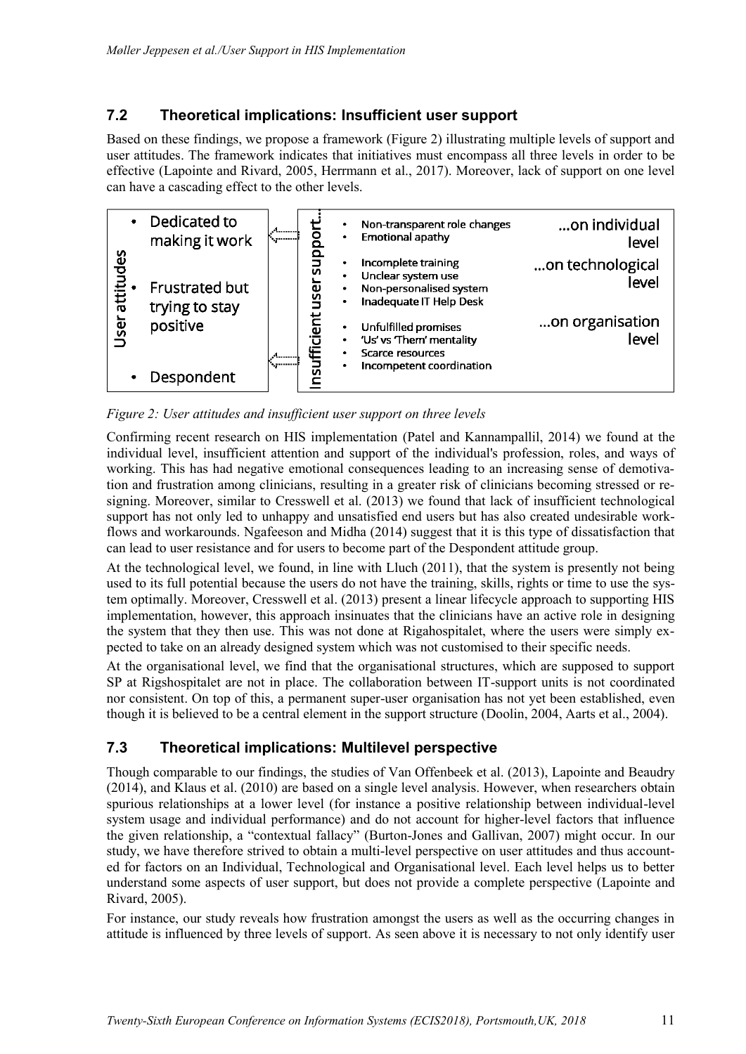### 7.2 Theoretical implications: Insufficient user support

Based on these findings, we propose a framework (Figure 2) illustrating multiple levels of support and user attitudes. The framework indicates that initiatives must encompass all three levels in order to be effective (Lapointe and Rivard, 2005, Herrmann et al., 2017). Moreover, lack of support on one level can have a cascading effect to the other levels.

| User attitudes | | Insufficient user support... | |
|---|---|---|---|
| • Dedicated to making it work<br>• Frustrated but trying to stay positive<br>• Despondent | ⇐ | • Non-transparent role changes<br>• Emotional apathy | ...on individual level |
| | | • Incomplete training<br>• Unclear system use<br>• Non-personalised system<br>• Inadequate IT Help Desk | ...on technological level |
| | ⇐ | • Unfulfilled promises<br>• 'Us' vs 'Them' mentality<br>• Scarce resources<br>• Incompetent coordination | ...on organisation level |

*Figure 2: User attitudes and insufficient user support on three levels*

Confirming recent research on HIS implementation (Patel and Kannampallil, 2014) we found at the individual level, insufficient attention and support of the individual's profession, roles, and ways of working. This has had negative emotional consequences leading to an increasing sense of demotivation and frustration among clinicians, resulting in a greater risk of clinicians becoming stressed or resigning. Moreover, similar to Cresswell et al. (2013) we found that lack of insufficient technological support has not only led to unhappy and unsatisfied end users but has also created undesirable workflows and workarounds. Ngafeeson and Midha (2014) suggest that it is this type of dissatisfaction that can lead to user resistance and for users to become part of the Despondent attitude group.

At the technological level, we found, in line with Lluch (2011), that the system is presently not being used to its full potential because the users do not have the training, skills, rights or time to use the system optimally. Moreover, Cresswell et al. (2013) present a linear lifecycle approach to supporting HIS implementation, however, this approach insinuates that the clinicians have an active role in designing the system that they then use. This was not done at Rigahospitalet, where the users were simply expected to take on an already designed system which was not customised to their specific needs.

At the organisational level, we find that the organisational structures, which are supposed to support SP at Rigshospitalet are not in place. The collaboration between IT-support units is not coordinated nor consistent. On top of this, a permanent super-user organisation has not yet been established, even though it is believed to be a central element in the support structure (Doolin, 2004, Aarts et al., 2004).

### 7.3 Theoretical implications: Multilevel perspective

Though comparable to our findings, the studies of Van Offenbeek et al. (2013), Lapointe and Beaudry (2014), and Klaus et al. (2010) are based on a single level analysis. However, when researchers obtain spurious relationships at a lower level (for instance a positive relationship between individual-level system usage and individual performance) and do not account for higher-level factors that influence the given relationship, a "contextual fallacy" (Burton-Jones and Gallivan, 2007) might occur. In our study, we have therefore strived to obtain a multi-level perspective on user attitudes and thus accounted for factors on an Individual, Technological and Organisational level. Each level helps us to better understand some aspects of user support, but does not provide a complete perspective (Lapointe and Rivard, 2005).

For instance, our study reveals how frustration amongst the users as well as the occurring changes in attitude is influenced by three levels of support. As seen above it is necessary to not only identify user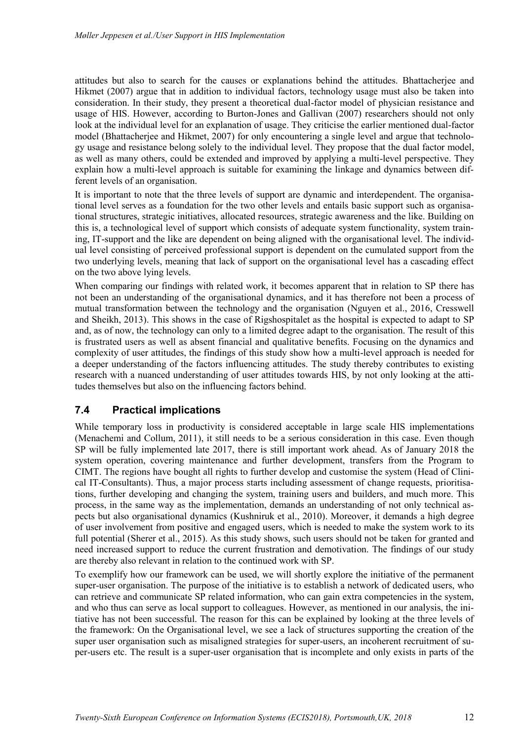attitudes but also to search for the causes or explanations behind the attitudes. Bhattacherjee and Hikmet (2007) argue that in addition to individual factors, technology usage must also be taken into consideration. In their study, they present a theoretical dual-factor model of physician resistance and usage of HIS. However, according to Burton-Jones and Gallivan (2007) researchers should not only look at the individual level for an explanation of usage. They criticise the earlier mentioned dual-factor model (Bhattacherjee and Hikmet, 2007) for only encountering a single level and argue that technology usage and resistance belong solely to the individual level. They propose that the dual factor model, as well as many others, could be extended and improved by applying a multi-level perspective. They explain how a multi-level approach is suitable for examining the linkage and dynamics between different levels of an organisation.

It is important to note that the three levels of support are dynamic and interdependent. The organisational level serves as a foundation for the two other levels and entails basic support such as organisational structures, strategic initiatives, allocated resources, strategic awareness and the like. Building on this is, a technological level of support which consists of adequate system functionality, system training, IT-support and the like are dependent on being aligned with the organisational level. The individual level consisting of perceived professional support is dependent on the cumulated support from the two underlying levels, meaning that lack of support on the organisational level has a cascading effect on the two above lying levels.

When comparing our findings with related work, it becomes apparent that in relation to SP there has not been an understanding of the organisational dynamics, and it has therefore not been a process of mutual transformation between the technology and the organisation (Nguyen et al., 2016, Cresswell and Sheikh, 2013). This shows in the case of Rigshospitalet as the hospital is expected to adapt to SP and, as of now, the technology can only to a limited degree adapt to the organisation. The result of this is frustrated users as well as absent financial and qualitative benefits. Focusing on the dynamics and complexity of user attitudes, the findings of this study show how a multi-level approach is needed for a deeper understanding of the factors influencing attitudes. The study thereby contributes to existing research with a nuanced understanding of user attitudes towards HIS, by not only looking at the attitudes themselves but also on the influencing factors behind.

## 7.4 Practical implications

While temporary loss in productivity is considered acceptable in large scale HIS implementations (Menachemi and Collum, 2011), it still needs to be a serious consideration in this case. Even though SP will be fully implemented late 2017, there is still important work ahead. As of January 2018 the system operation, covering maintenance and further development, transfers from the Program to CIMT. The regions have bought all rights to further develop and customise the system (Head of Clinical IT-Consultants). Thus, a major process starts including assessment of change requests, prioritisations, further developing and changing the system, training users and builders, and much more. This process, in the same way as the implementation, demands an understanding of not only technical aspects but also organisational dynamics (Kushniruk et al., 2010). Moreover, it demands a high degree of user involvement from positive and engaged users, which is needed to make the system work to its full potential (Sherer et al., 2015). As this study shows, such users should not be taken for granted and need increased support to reduce the current frustration and demotivation. The findings of our study are thereby also relevant in relation to the continued work with SP.

To exemplify how our framework can be used, we will shortly explore the initiative of the permanent super-user organisation. The purpose of the initiative is to establish a network of dedicated users, who can retrieve and communicate SP related information, who can gain extra competencies in the system, and who thus can serve as local support to colleagues. However, as mentioned in our analysis, the initiative has not been successful. The reason for this can be explained by looking at the three levels of the framework: On the Organisational level, we see a lack of structures supporting the creation of the super user organisation such as misaligned strategies for super-users, an incoherent recruitment of super-users etc. The result is a super-user organisation that is incomplete and only exists in parts of the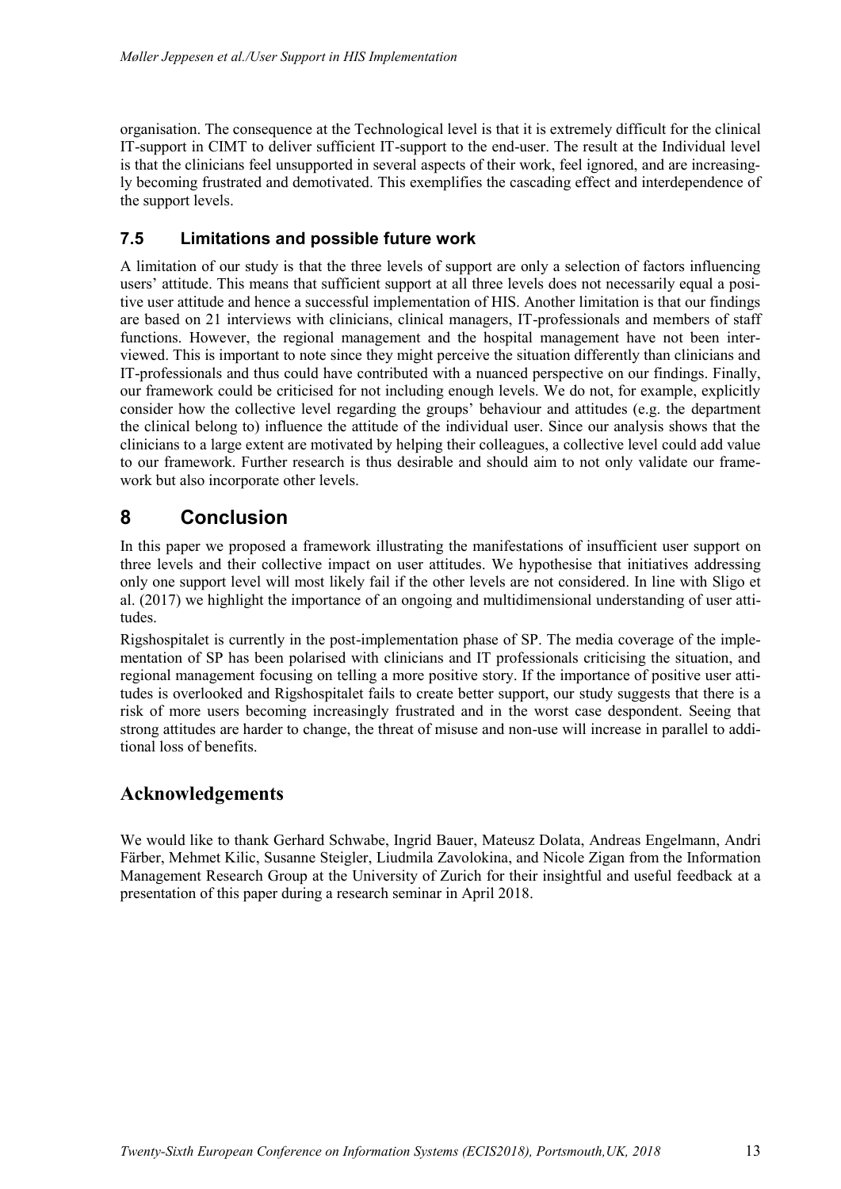organisation. The consequence at the Technological level is that it is extremely difficult for the clinical IT-support in CIMT to deliver sufficient IT-support to the end-user. The result at the Individual level is that the clinicians feel unsupported in several aspects of their work, feel ignored, and are increasingly becoming frustrated and demotivated. This exemplifies the cascading effect and interdependence of the support levels.

### 7.5 Limitations and possible future work

A limitation of our study is that the three levels of support are only a selection of factors influencing users' attitude. This means that sufficient support at all three levels does not necessarily equal a positive user attitude and hence a successful implementation of HIS. Another limitation is that our findings are based on 21 interviews with clinicians, clinical managers, IT-professionals and members of staff functions. However, the regional management and the hospital management have not been interviewed. This is important to note since they might perceive the situation differently than clinicians and IT-professionals and thus could have contributed with a nuanced perspective on our findings. Finally, our framework could be criticised for not including enough levels. We do not, for example, explicitly consider how the collective level regarding the groups' behaviour and attitudes (e.g. the department the clinical belong to) influence the attitude of the individual user. Since our analysis shows that the clinicians to a large extent are motivated by helping their colleagues, a collective level could add value to our framework. Further research is thus desirable and should aim to not only validate our framework but also incorporate other levels.

## 8 Conclusion

In this paper we proposed a framework illustrating the manifestations of insufficient user support on three levels and their collective impact on user attitudes. We hypothesise that initiatives addressing only one support level will most likely fail if the other levels are not considered. In line with Sligo et al. (2017) we highlight the importance of an ongoing and multidimensional understanding of user attitudes.

Rigshospitalet is currently in the post-implementation phase of SP. The media coverage of the implementation of SP has been polarised with clinicians and IT professionals criticising the situation, and regional management focusing on telling a more positive story. If the importance of positive user attitudes is overlooked and Rigshospitalet fails to create better support, our study suggests that there is a risk of more users becoming increasingly frustrated and in the worst case despondent. Seeing that strong attitudes are harder to change, the threat of misuse and non-use will increase in parallel to additional loss of benefits.

## Acknowledgements

We would like to thank Gerhard Schwabe, Ingrid Bauer, Mateusz Dolata, Andreas Engelmann, Andri Färber, Mehmet Kilic, Susanne Steigler, Liudmila Zavolokina, and Nicole Zigan from the Information Management Research Group at the University of Zurich for their insightful and useful feedback at a presentation of this paper during a research seminar in April 2018.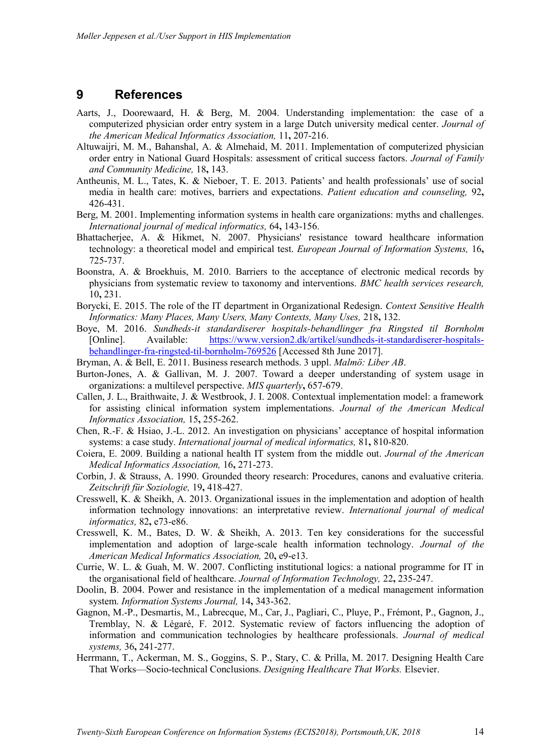# 9 References

Aarts, J., Doorewaard, H. & Berg, M. 2004. Understanding implementation: the case of a computerized physician order entry system in a large Dutch university medical center. *Journal of the American Medical Informatics Association,* 11**,** 207-216.

Altuwaijri, M. M., Bahanshal, A. & Almehaid, M. 2011. Implementation of computerized physician order entry in National Guard Hospitals: assessment of critical success factors. *Journal of Family and Community Medicine,* 18**,** 143.

Antheunis, M. L., Tates, K. & Nieboer, T. E. 2013. Patients' and health professionals' use of social media in health care: motives, barriers and expectations. *Patient education and counseling,* 92**,** 426-431.

Berg, M. 2001. Implementing information systems in health care organizations: myths and challenges. *International journal of medical informatics,* 64**,** 143-156.

Bhattacherjee, A. & Hikmet, N. 2007. Physicians' resistance toward healthcare information technology: a theoretical model and empirical test. *European Journal of Information Systems,* 16**,** 725-737.

Boonstra, A. & Broekhuis, M. 2010. Barriers to the acceptance of electronic medical records by physicians from systematic review to taxonomy and interventions. *BMC health services research,* 10**,** 231.

Borycki, E. 2015. The role of the IT department in Organizational Redesign. *Context Sensitive Health Informatics: Many Places, Many Users, Many Contexts, Many Uses,* 218**,** 132.

Boye, M. 2016. *Sundheds-it standardiserer hospitals-behandlinger fra Ringsted til Bornholm* [Online]. Available: https://www.version2.dk/artikel/sundheds-it-standardiserer-hospitals-behandlinger-fra-ringsted-til-bornholm-769526 [Accessed 8th June 2017].

Bryman, A. & Bell, E. 2011. Business research methods. 3 uppl. *Malmö: Liber AB*.

Burton-Jones, A. & Gallivan, M. J. 2007. Toward a deeper understanding of system usage in organizations: a multilevel perspective. *MIS quarterly***,** 657-679.

Callen, J. L., Braithwaite, J. & Westbrook, J. I. 2008. Contextual implementation model: a framework for assisting clinical information system implementations. *Journal of the American Medical Informatics Association,* 15**,** 255-262.

Chen, R.-F. & Hsiao, J.-L. 2012. An investigation on physicians' acceptance of hospital information systems: a case study. *International journal of medical informatics,* 81**,** 810-820.

Coiera, E. 2009. Building a national health IT system from the middle out. *Journal of the American Medical Informatics Association,* 16**,** 271-273.

Corbin, J. & Strauss, A. 1990. Grounded theory research: Procedures, canons and evaluative criteria. *Zeitschrift für Soziologie,* 19**,** 418-427.

Cresswell, K. & Sheikh, A. 2013. Organizational issues in the implementation and adoption of health information technology innovations: an interpretative review. *International journal of medical informatics,* 82**,** e73-e86.

Cresswell, K. M., Bates, D. W. & Sheikh, A. 2013. Ten key considerations for the successful implementation and adoption of large-scale health information technology. *Journal of the American Medical Informatics Association,* 20**,** e9-e13.

Currie, W. L. & Guah, M. W. 2007. Conflicting institutional logics: a national programme for IT in the organisational field of healthcare. *Journal of Information Technology,* 22**,** 235-247.

Doolin, B. 2004. Power and resistance in the implementation of a medical management information system. *Information Systems Journal,* 14**,** 343-362.

Gagnon, M.-P., Desmartis, M., Labrecque, M., Car, J., Pagliari, C., Pluye, P., Frémont, P., Gagnon, J., Tremblay, N. & Légaré, F. 2012. Systematic review of factors influencing the adoption of information and communication technologies by healthcare professionals. *Journal of medical systems,* 36**,** 241-277.

Herrmann, T., Ackerman, M. S., Goggins, S. P., Stary, C. & Prilla, M. 2017. Designing Health Care That Works—Socio-technical Conclusions. *Designing Healthcare That Works.* Elsevier.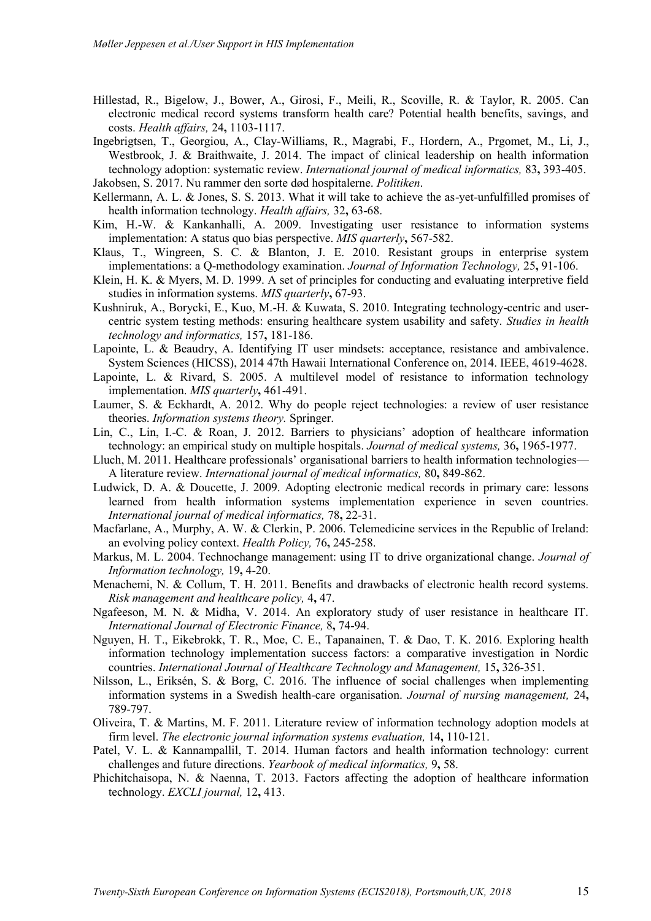Hillestad, R., Bigelow, J., Bower, A., Girosi, F., Meili, R., Scoville, R. & Taylor, R. 2005. Can electronic medical record systems transform health care? Potential health benefits, savings, and costs. *Health affairs,* 24**,** 1103-1117.

Ingebrigtsen, T., Georgiou, A., Clay-Williams, R., Magrabi, F., Hordern, A., Prgomet, M., Li, J., Westbrook, J. & Braithwaite, J. 2014. The impact of clinical leadership on health information technology adoption: systematic review. *International journal of medical informatics,* 83**,** 393-405.

Jakobsen, S. 2017. Nu rammer den sorte død hospitalerne. *Politiken*.

Kellermann, A. L. & Jones, S. S. 2013. What it will take to achieve the as-yet-unfulfilled promises of health information technology. *Health affairs,* 32**,** 63-68.

Kim, H.-W. & Kankanhalli, A. 2009. Investigating user resistance to information systems implementation: A status quo bias perspective. *MIS quarterly***,** 567-582.

Klaus, T., Wingreen, S. C. & Blanton, J. E. 2010. Resistant groups in enterprise system implementations: a Q-methodology examination. *Journal of Information Technology,* 25**,** 91-106.

Klein, H. K. & Myers, M. D. 1999. A set of principles for conducting and evaluating interpretive field studies in information systems. *MIS quarterly***,** 67-93.

Kushniruk, A., Borycki, E., Kuo, M.-H. & Kuwata, S. 2010. Integrating technology-centric and user-centric system testing methods: ensuring healthcare system usability and safety. *Studies in health technology and informatics,* 157**,** 181-186.

Lapointe, L. & Beaudry, A. Identifying IT user mindsets: acceptance, resistance and ambivalence. System Sciences (HICSS), 2014 47th Hawaii International Conference on, 2014. IEEE, 4619-4628.

Lapointe, L. & Rivard, S. 2005. A multilevel model of resistance to information technology implementation. *MIS quarterly***,** 461-491.

Laumer, S. & Eckhardt, A. 2012. Why do people reject technologies: a review of user resistance theories. *Information systems theory.* Springer.

Lin, C., Lin, I.-C. & Roan, J. 2012. Barriers to physicians' adoption of healthcare information technology: an empirical study on multiple hospitals. *Journal of medical systems,* 36**,** 1965-1977.

Lluch, M. 2011. Healthcare professionals' organisational barriers to health information technologies—A literature review. *International journal of medical informatics,* 80**,** 849-862.

Ludwick, D. A. & Doucette, J. 2009. Adopting electronic medical records in primary care: lessons learned from health information systems implementation experience in seven countries. *International journal of medical informatics,* 78**,** 22-31.

Macfarlane, A., Murphy, A. W. & Clerkin, P. 2006. Telemedicine services in the Republic of Ireland: an evolving policy context. *Health Policy,* 76**,** 245-258.

Markus, M. L. 2004. Technochange management: using IT to drive organizational change. *Journal of Information technology,* 19**,** 4-20.

Menachemi, N. & Collum, T. H. 2011. Benefits and drawbacks of electronic health record systems. *Risk management and healthcare policy,* 4**,** 47.

Ngafeeson, M. N. & Midha, V. 2014. An exploratory study of user resistance in healthcare IT. *International Journal of Electronic Finance,* 8**,** 74-94.

Nguyen, H. T., Eikebrokk, T. R., Moe, C. E., Tapanainen, T. & Dao, T. K. 2016. Exploring health information technology implementation success factors: a comparative investigation in Nordic countries. *International Journal of Healthcare Technology and Management,* 15**,** 326-351.

Nilsson, L., Eriksén, S. & Borg, C. 2016. The influence of social challenges when implementing information systems in a Swedish health-care organisation. *Journal of nursing management,* 24**,** 789-797.

Oliveira, T. & Martins, M. F. 2011. Literature review of information technology adoption models at firm level. *The electronic journal information systems evaluation,* 14**,** 110-121.

Patel, V. L. & Kannampallil, T. 2014. Human factors and health information technology: current challenges and future directions. *Yearbook of medical informatics,* 9**,** 58.

Phichitchaisopa, N. & Naenna, T. 2013. Factors affecting the adoption of healthcare information technology. *EXCLI journal,* 12**,** 413.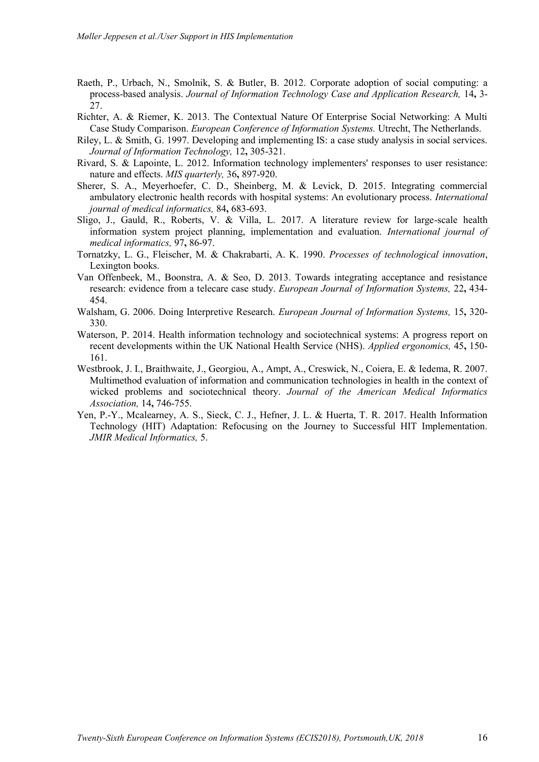Raeth, P., Urbach, N., Smolnik, S. & Butler, B. 2012. Corporate adoption of social computing: a process-based analysis. *Journal of Information Technology Case and Application Research,* 14**,** 3-27.

Richter, A. & Riemer, K. 2013. The Contextual Nature Of Enterprise Social Networking: A Multi Case Study Comparison. *European Conference of Information Systems.* Utrecht, The Netherlands.

Riley, L. & Smith, G. 1997. Developing and implementing IS: a case study analysis in social services. *Journal of Information Technology,* 12**,** 305-321.

Rivard, S. & Lapointe, L. 2012. Information technology implementers' responses to user resistance: nature and effects. *MIS quarterly,* 36**,** 897-920.

Sherer, S. A., Meyerhoefer, C. D., Sheinberg, M. & Levick, D. 2015. Integrating commercial ambulatory electronic health records with hospital systems: An evolutionary process. *International journal of medical informatics,* 84**,** 683-693.

Sligo, J., Gauld, R., Roberts, V. & Villa, L. 2017. A literature review for large-scale health information system project planning, implementation and evaluation. *International journal of medical informatics,* 97**,** 86-97.

Tornatzky, L. G., Fleischer, M. & Chakrabarti, A. K. 1990. *Processes of technological innovation*, Lexington books.

Van Offenbeek, M., Boonstra, A. & Seo, D. 2013. Towards integrating acceptance and resistance research: evidence from a telecare case study. *European Journal of Information Systems,* 22**,** 434-454.

Walsham, G. 2006. Doing Interpretive Research. *European Journal of Information Systems,* 15**,** 320-330.

Waterson, P. 2014. Health information technology and sociotechnical systems: A progress report on recent developments within the UK National Health Service (NHS). *Applied ergonomics,* 45**,** 150-161.

Westbrook, J. I., Braithwaite, J., Georgiou, A., Ampt, A., Creswick, N., Coiera, E. & Iedema, R. 2007. Multimethod evaluation of information and communication technologies in health in the context of wicked problems and sociotechnical theory. *Journal of the American Medical Informatics Association,* 14**,** 746-755.

Yen, P.-Y., Mcalearney, A. S., Sieck, C. J., Hefner, J. L. & Huerta, T. R. 2017. Health Information Technology (HIT) Adaptation: Refocusing on the Journey to Successful HIT Implementation. *JMIR Medical Informatics,* 5.